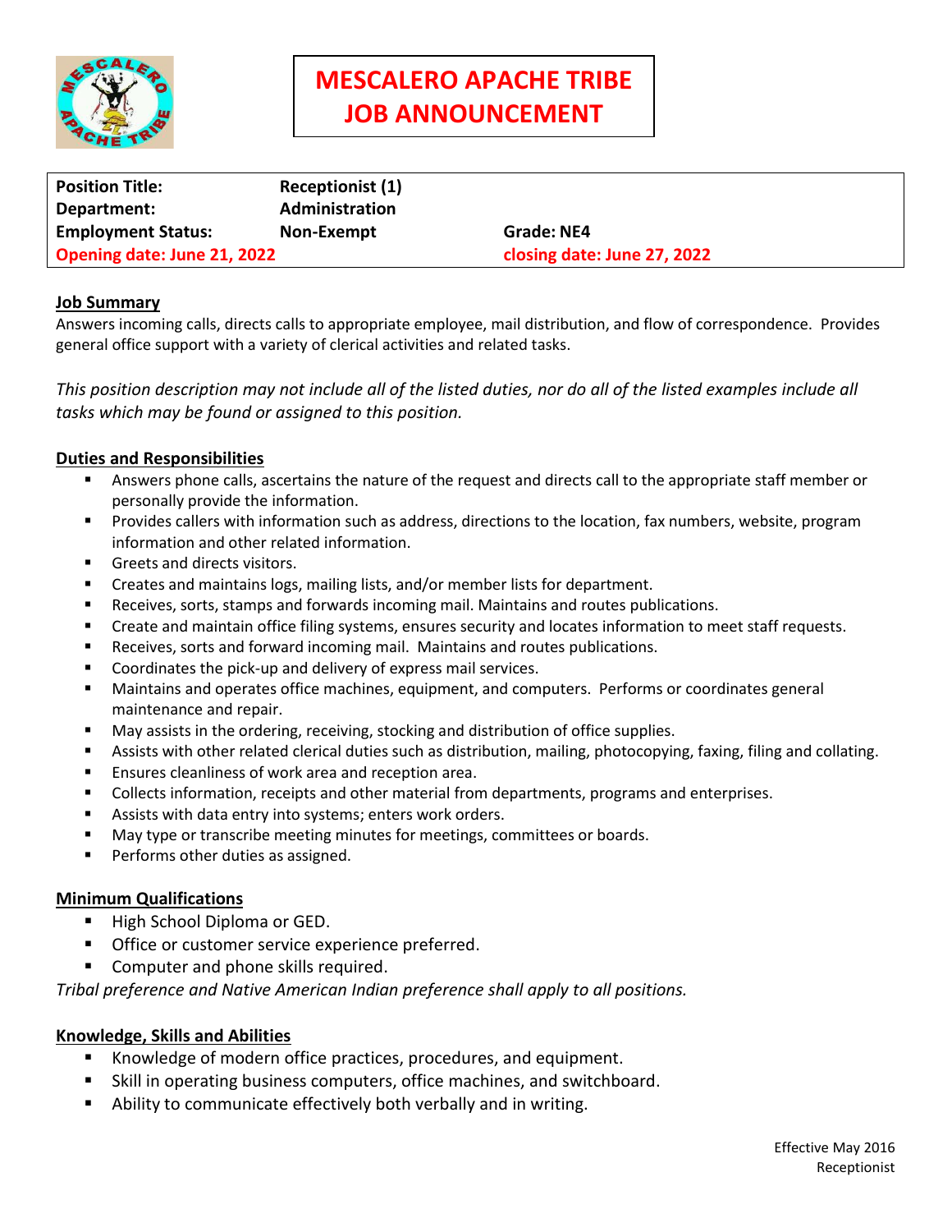# MESCALERO APACHE TRIBE JOB ANNOUNCEMENT

| | | |
|---|---|---|
| **Position Title:** | **Receptionist (1)** | |
| **Department:** | **Administration** | |
| **Employment Status:** | **Non-Exempt** | **Grade: NE4** |
| **Opening date: June 21, 2022** | | **closing date: June 27, 2022** |

## Job Summary

Answers incoming calls, directs calls to appropriate employee, mail distribution, and flow of correspondence. Provides general office support with a variety of clerical activities and related tasks.

*This position description may not include all of the listed duties, nor do all of the listed examples include all tasks which may be found or assigned to this position.*

## Duties and Responsibilities

- Answers phone calls, ascertains the nature of the request and directs call to the appropriate staff member or personally provide the information.
- Provides callers with information such as address, directions to the location, fax numbers, website, program information and other related information.
- Greets and directs visitors.
- Creates and maintains logs, mailing lists, and/or member lists for department.
- Receives, sorts, stamps and forwards incoming mail. Maintains and routes publications.
- Create and maintain office filing systems, ensures security and locates information to meet staff requests.
- Receives, sorts and forward incoming mail. Maintains and routes publications.
- Coordinates the pick-up and delivery of express mail services.
- Maintains and operates office machines, equipment, and computers. Performs or coordinates general maintenance and repair.
- May assists in the ordering, receiving, stocking and distribution of office supplies.
- Assists with other related clerical duties such as distribution, mailing, photocopying, faxing, filing and collating.
- Ensures cleanliness of work area and reception area.
- Collects information, receipts and other material from departments, programs and enterprises.
- Assists with data entry into systems; enters work orders.
- May type or transcribe meeting minutes for meetings, committees or boards.
- Performs other duties as assigned.

## Minimum Qualifications

- High School Diploma or GED.
- Office or customer service experience preferred.
- Computer and phone skills required.

*Tribal preference and Native American Indian preference shall apply to all positions.*

## Knowledge, Skills and Abilities

- Knowledge of modern office practices, procedures, and equipment.
- Skill in operating business computers, office machines, and switchboard.
- Ability to communicate effectively both verbally and in writing.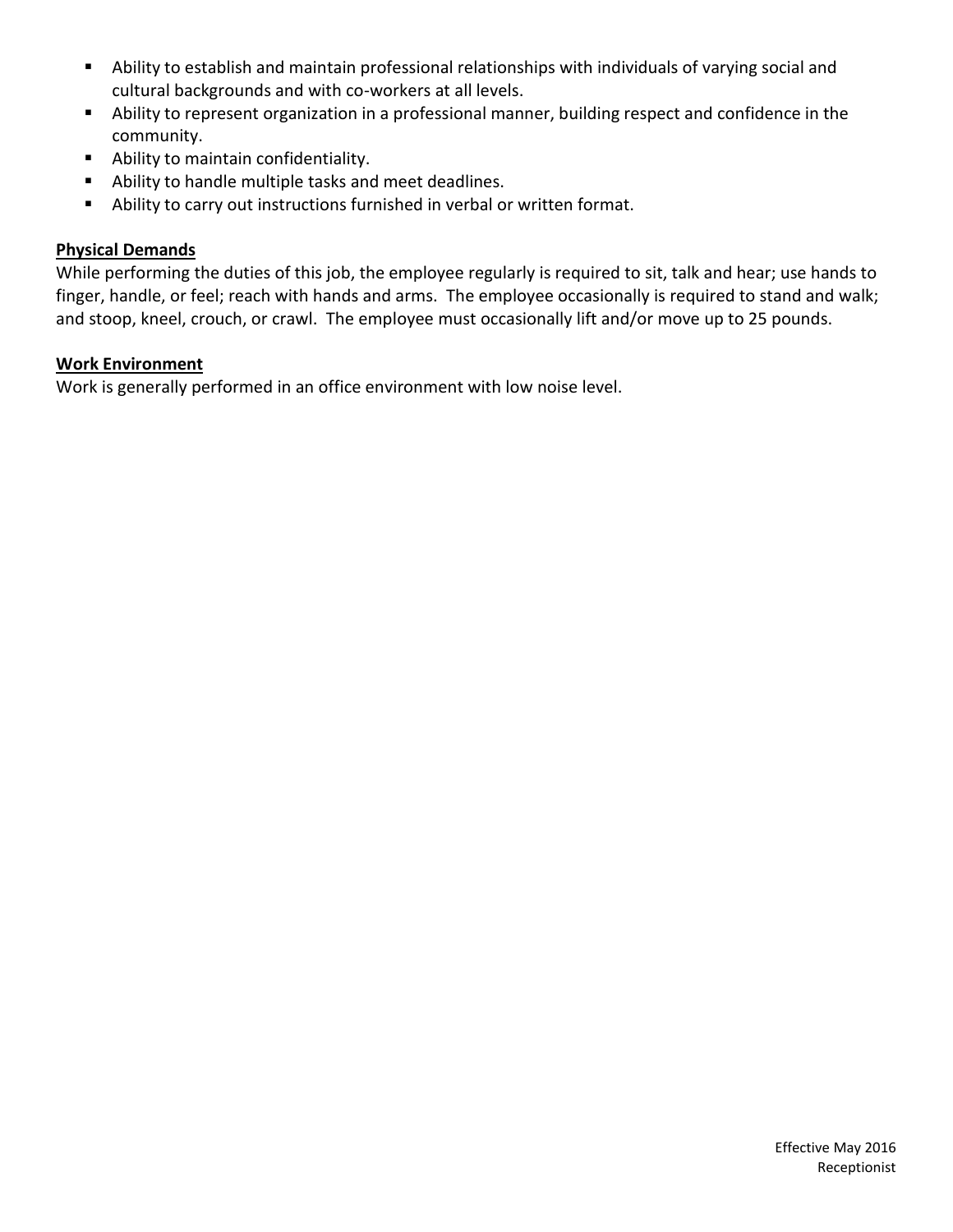- Ability to establish and maintain professional relationships with individuals of varying social and cultural backgrounds and with co-workers at all levels.
- Ability to represent organization in a professional manner, building respect and confidence in the community.
- Ability to maintain confidentiality.
- Ability to handle multiple tasks and meet deadlines.
- Ability to carry out instructions furnished in verbal or written format.

**Physical Demands**

While performing the duties of this job, the employee regularly is required to sit, talk and hear; use hands to finger, handle, or feel; reach with hands and arms. The employee occasionally is required to stand and walk; and stoop, kneel, crouch, or crawl. The employee must occasionally lift and/or move up to 25 pounds.

**Work Environment**

Work is generally performed in an office environment with low noise level.